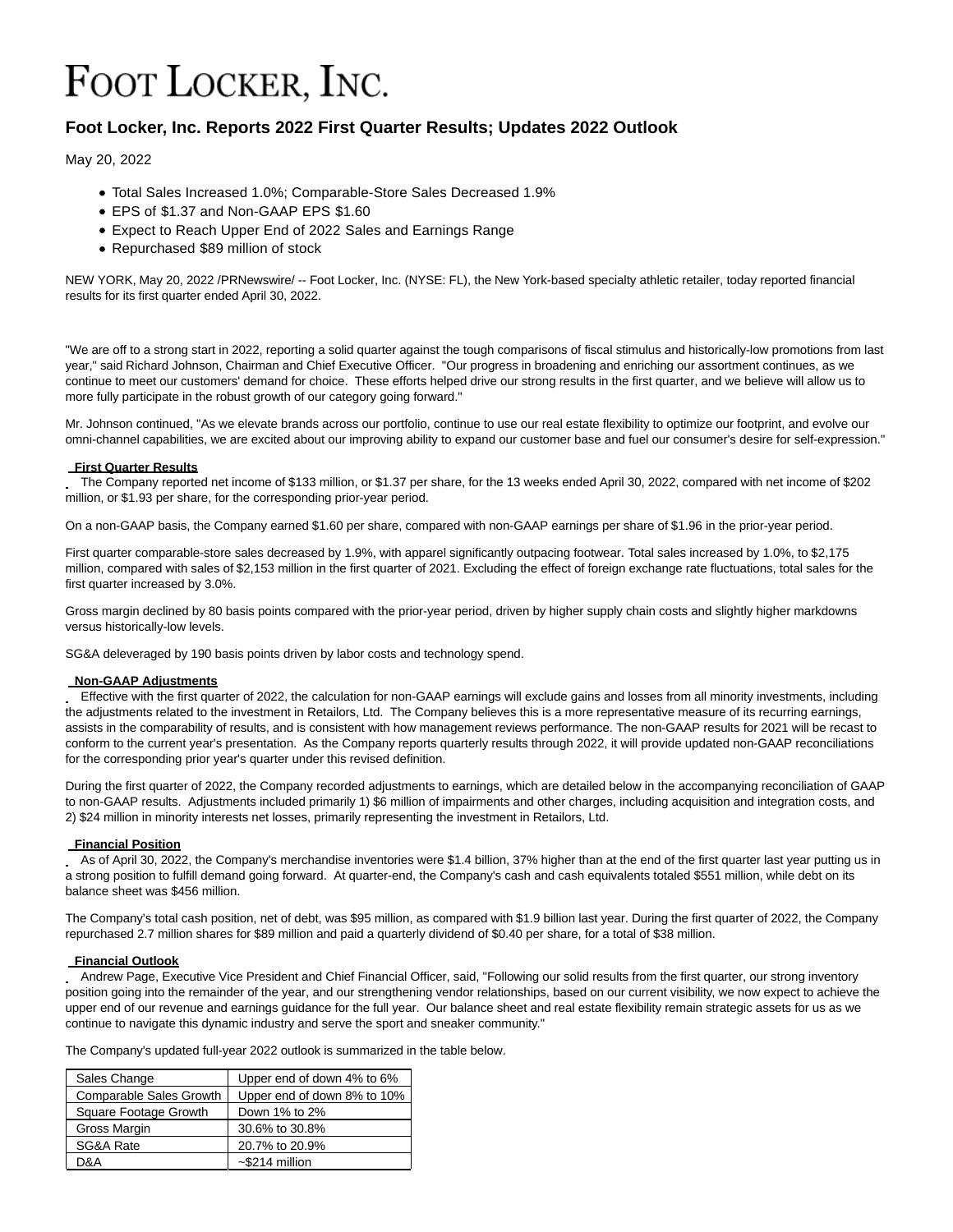# FOOT LOCKER, INC.

## Foot Locker, Inc. Reports 2022 First Quarter Results; Updates 2022 Outlook

May 20, 2022

- Total Sales Increased 1.0%; Comparable-Store Sales Decreased 1.9%
- EPS of $1.37 and Non-GAAP EPS $1.60
- Expect to Reach Upper End of 2022 Sales and Earnings Range
- Repurchased $89 million of stock

NEW YORK, May 20, 2022 /PRNewswire/ -- Foot Locker, Inc. (NYSE: FL), the New York-based specialty athletic retailer, today reported financial results for its first quarter ended April 30, 2022.

"We are off to a strong start in 2022, reporting a solid quarter against the tough comparisons of fiscal stimulus and historically-low promotions from last year," said Richard Johnson, Chairman and Chief Executive Officer. "Our progress in broadening and enriching our assortment continues, as we continue to meet our customers' demand for choice. These efforts helped drive our strong results in the first quarter, and we believe will allow us to more fully participate in the robust growth of our category going forward."

Mr. Johnson continued, "As we elevate brands across our portfolio, continue to use our real estate flexibility to optimize our footprint, and evolve our omni-channel capabilities, we are excited about our improving ability to expand our customer base and fuel our consumer's desire for self-expression."

**First Quarter Results**

The Company reported net income of $133 million, or $1.37 per share, for the 13 weeks ended April 30, 2022, compared with net income of $202 million, or $1.93 per share, for the corresponding prior-year period.

On a non-GAAP basis, the Company earned $1.60 per share, compared with non-GAAP earnings per share of $1.96 in the prior-year period.

First quarter comparable-store sales decreased by 1.9%, with apparel significantly outpacing footwear. Total sales increased by 1.0%, to $2,175 million, compared with sales of $2,153 million in the first quarter of 2021. Excluding the effect of foreign exchange rate fluctuations, total sales for the first quarter increased by 3.0%.

Gross margin declined by 80 basis points compared with the prior-year period, driven by higher supply chain costs and slightly higher markdowns versus historically-low levels.

SG&A deleveraged by 190 basis points driven by labor costs and technology spend.

**Non-GAAP Adjustments**

Effective with the first quarter of 2022, the calculation for non-GAAP earnings will exclude gains and losses from all minority investments, including the adjustments related to the investment in Retailors, Ltd. The Company believes this is a more representative measure of its recurring earnings, assists in the comparability of results, and is consistent with how management reviews performance. The non-GAAP results for 2021 will be recast to conform to the current year's presentation. As the Company reports quarterly results through 2022, it will provide updated non-GAAP reconciliations for the corresponding prior year's quarter under this revised definition.

During the first quarter of 2022, the Company recorded adjustments to earnings, which are detailed below in the accompanying reconciliation of GAAP to non-GAAP results. Adjustments included primarily 1) $6 million of impairments and other charges, including acquisition and integration costs, and 2) $24 million in minority interests net losses, primarily representing the investment in Retailors, Ltd.

**Financial Position**

As of April 30, 2022, the Company's merchandise inventories were $1.4 billion, 37% higher than at the end of the first quarter last year putting us in a strong position to fulfill demand going forward. At quarter-end, the Company's cash and cash equivalents totaled $551 million, while debt on its balance sheet was $456 million.

The Company's total cash position, net of debt, was $95 million, as compared with $1.9 billion last year. During the first quarter of 2022, the Company repurchased 2.7 million shares for $89 million and paid a quarterly dividend of $0.40 per share, for a total of $38 million.

**Financial Outlook**

Andrew Page, Executive Vice President and Chief Financial Officer, said, "Following our solid results from the first quarter, our strong inventory position going into the remainder of the year, and our strengthening vendor relationships, based on our current visibility, we now expect to achieve the upper end of our revenue and earnings guidance for the full year. Our balance sheet and real estate flexibility remain strategic assets for us as we continue to navigate this dynamic industry and serve the sport and sneaker community."

The Company's updated full-year 2022 outlook is summarized in the table below.

| | |
|---|---|
| Sales Change | Upper end of down 4% to 6% |
| Comparable Sales Growth | Upper end of down 8% to 10% |
| Square Footage Growth | Down 1% to 2% |
| Gross Margin | 30.6% to 30.8% |
| SG&A Rate | 20.7% to 20.9% |
| D&A | ~$214 million |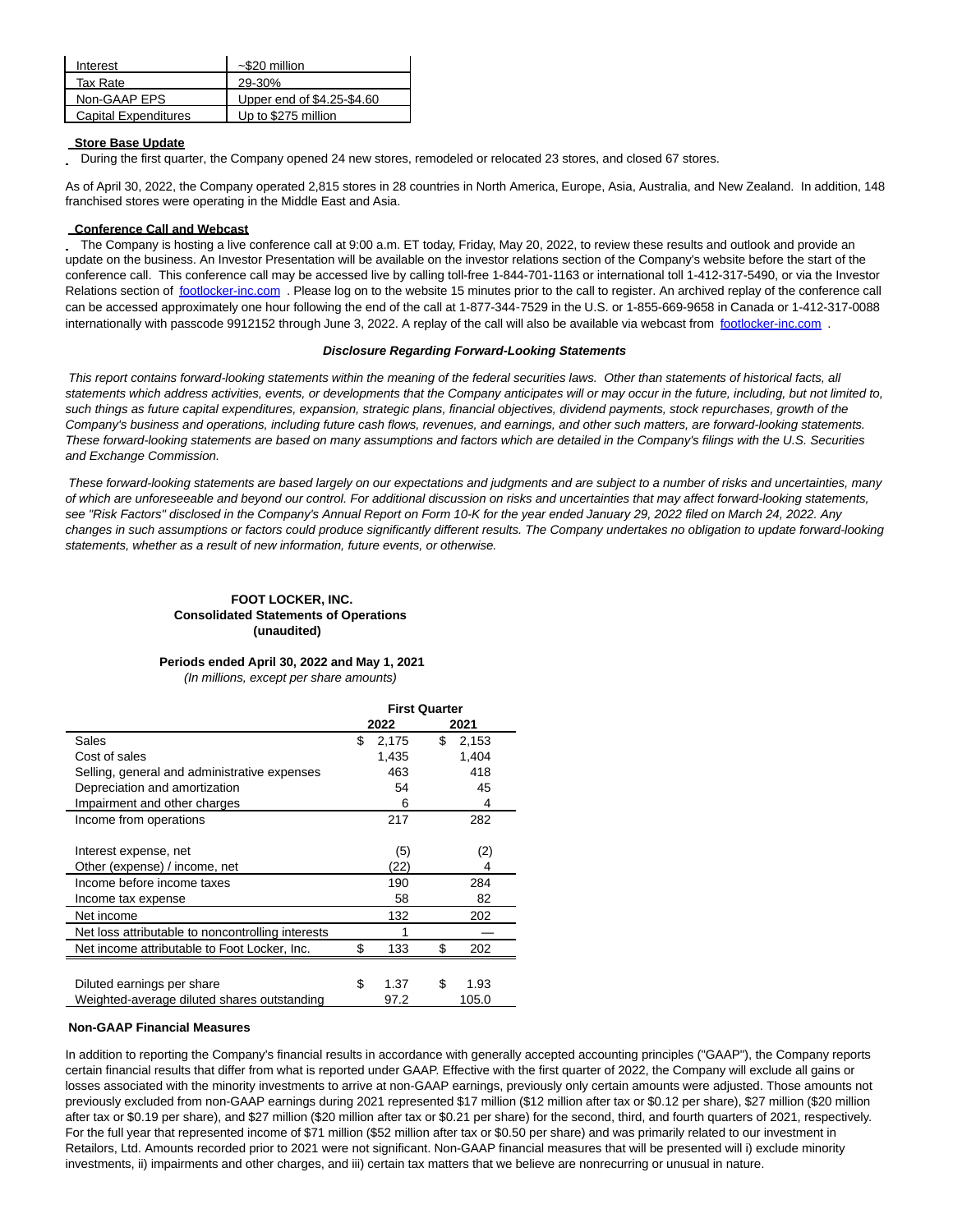| Interest | ~$20 million |
| --- | --- |
| Tax Rate | 29-30% |
| Non-GAAP EPS | Upper end of $4.25-$4.60 |
| Capital Expenditures | Up to $275 million |

**Store Base Update**

During the first quarter, the Company opened 24 new stores, remodeled or relocated 23 stores, and closed 67 stores.

As of April 30, 2022, the Company operated 2,815 stores in 28 countries in North America, Europe, Asia, Australia, and New Zealand. In addition, 148 franchised stores were operating in the Middle East and Asia.

**Conference Call and Webcast**

The Company is hosting a live conference call at 9:00 a.m. ET today, Friday, May 20, 2022, to review these results and outlook and provide an update on the business. An Investor Presentation will be available on the investor relations section of the Company's website before the start of the conference call. This conference call may be accessed live by calling toll-free 1-844-701-1163 or international toll 1-412-317-5490, or via the Investor Relations section of footlocker-inc.com . Please log on to the website 15 minutes prior to the call to register. An archived replay of the conference call can be accessed approximately one hour following the end of the call at 1-877-344-7529 in the U.S. or 1-855-669-9658 in Canada or 1-412-317-0088 internationally with passcode 9912152 through June 3, 2022. A replay of the call will also be available via webcast from footlocker-inc.com .

***Disclosure Regarding Forward-Looking Statements***

*This report contains forward-looking statements within the meaning of the federal securities laws. Other than statements of historical facts, all statements which address activities, events, or developments that the Company anticipates will or may occur in the future, including, but not limited to, such things as future capital expenditures, expansion, strategic plans, financial objectives, dividend payments, stock repurchases, growth of the Company's business and operations, including future cash flows, revenues, and earnings, and other such matters, are forward-looking statements. These forward-looking statements are based on many assumptions and factors which are detailed in the Company's filings with the U.S. Securities and Exchange Commission.*

*These forward-looking statements are based largely on our expectations and judgments and are subject to a number of risks and uncertainties, many of which are unforeseeable and beyond our control. For additional discussion on risks and uncertainties that may affect forward-looking statements, see "Risk Factors" disclosed in the Company's Annual Report on Form 10-K for the year ended January 29, 2022 filed on March 24, 2022. Any changes in such assumptions or factors could produce significantly different results. The Company undertakes no obligation to update forward-looking statements, whether as a result of new information, future events, or otherwise.*

**FOOT LOCKER, INC.**
**Consolidated Statements of Operations**
**(unaudited)**

**Periods ended April 30, 2022 and May 1, 2021**
*(In millions, except per share amounts)*

| | First Quarter | |
| --- | --- | --- |
| | 2022 | 2021 |
| Sales | $ 2,175 | $ 2,153 |
| Cost of sales | 1,435 | 1,404 |
| Selling, general and administrative expenses | 463 | 418 |
| Depreciation and amortization | 54 | 45 |
| Impairment and other charges | 6 | 4 |
| Income from operations | 217 | 282 |
| Interest expense, net | (5) | (2) |
| Other (expense) / income, net | (22) | 4 |
| Income before income taxes | 190 | 284 |
| Income tax expense | 58 | 82 |
| Net income | 132 | 202 |
| Net loss attributable to noncontrolling interests | 1 | — |
| Net income attributable to Foot Locker, Inc. | $ 133 | $ 202 |
| Diluted earnings per share | $ 1.37 | $ 1.93 |
| Weighted-average diluted shares outstanding | 97.2 | 105.0 |

**Non-GAAP Financial Measures**

In addition to reporting the Company's financial results in accordance with generally accepted accounting principles ("GAAP"), the Company reports certain financial results that differ from what is reported under GAAP. Effective with the first quarter of 2022, the Company will exclude all gains or losses associated with the minority investments to arrive at non-GAAP earnings, previously only certain amounts were adjusted. Those amounts not previously excluded from non-GAAP earnings during 2021 represented $17 million ($12 million after tax or $0.12 per share), $27 million ($20 million after tax or $0.19 per share), and $27 million ($20 million after tax or $0.21 per share) for the second, third, and fourth quarters of 2021, respectively. For the full year that represented income of $71 million ($52 million after tax or $0.50 per share) and was primarily related to our investment in Retailors, Ltd. Amounts recorded prior to 2021 were not significant. Non-GAAP financial measures that will be presented will i) exclude minority investments, ii) impairments and other charges, and iii) certain tax matters that we believe are nonrecurring or unusual in nature.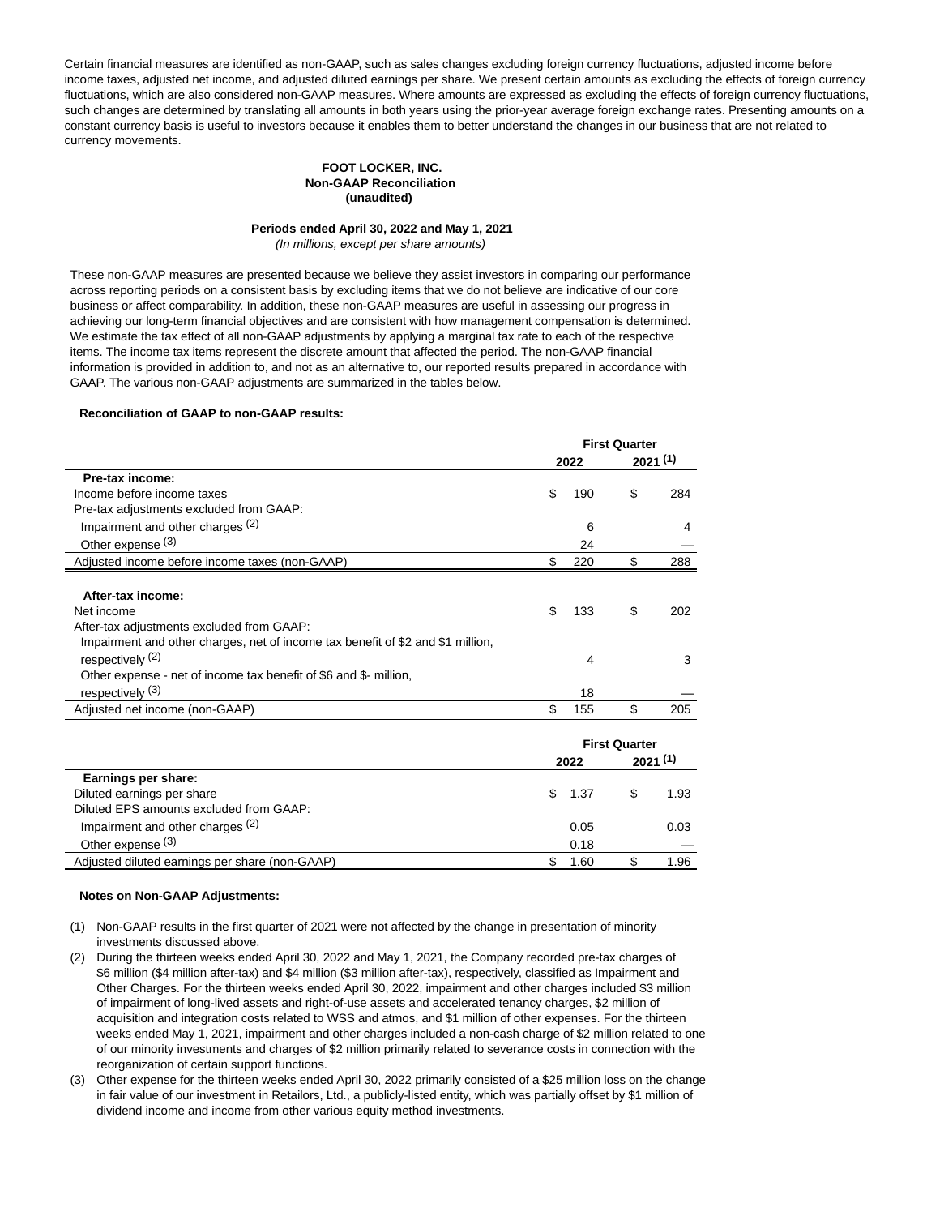Certain financial measures are identified as non-GAAP, such as sales changes excluding foreign currency fluctuations, adjusted income before income taxes, adjusted net income, and adjusted diluted earnings per share. We present certain amounts as excluding the effects of foreign currency fluctuations, which are also considered non-GAAP measures. Where amounts are expressed as excluding the effects of foreign currency fluctuations, such changes are determined by translating all amounts in both years using the prior-year average foreign exchange rates. Presenting amounts on a constant currency basis is useful to investors because it enables them to better understand the changes in our business that are not related to currency movements.

**FOOT LOCKER, INC.**
**Non-GAAP Reconciliation**
**(unaudited)**

**Periods ended April 30, 2022 and May 1, 2021**
*(In millions, except per share amounts)*

These non-GAAP measures are presented because we believe they assist investors in comparing our performance across reporting periods on a consistent basis by excluding items that we do not believe are indicative of our core business or affect comparability. In addition, these non-GAAP measures are useful in assessing our progress in achieving our long-term financial objectives and are consistent with how management compensation is determined. We estimate the tax effect of all non-GAAP adjustments by applying a marginal tax rate to each of the respective items. The income tax items represent the discrete amount that affected the period. The non-GAAP financial information is provided in addition to, and not as an alternative to, our reported results prepared in accordance with GAAP. The various non-GAAP adjustments are summarized in the tables below.

**Reconciliation of GAAP to non-GAAP results:**

| | First Quarter | |
|---|---|---|
| | 2022 | 2021 (1) |
| **Pre-tax income:** | | |
| Income before income taxes | $ 190 | $ 284 |
| Pre-tax adjustments excluded from GAAP: | | |
| Impairment and other charges (2) | 6 | 4 |
| Other expense (3) | 24 | — |
| Adjusted income before income taxes (non-GAAP) | $ 220 | $ 288 |
| | | |
| **After-tax income:** | | |
| Net income | $ 133 | $ 202 |
| After-tax adjustments excluded from GAAP: | | |
| Impairment and other charges, net of income tax benefit of $2 and $1 million, respectively (2) | 4 | 3 |
| Other expense - net of income tax benefit of $6 and $- million, respectively (3) | 18 | — |
| Adjusted net income (non-GAAP) | $ 155 | $ 205 |

| | First Quarter | |
|---|---|---|
| | 2022 | 2021 (1) |
| **Earnings per share:** | | |
| Diluted earnings per share | $ 1.37 | $ 1.93 |
| Diluted EPS amounts excluded from GAAP: | | |
| Impairment and other charges (2) | 0.05 | 0.03 |
| Other expense (3) | 0.18 | — |
| Adjusted diluted earnings per share (non-GAAP) | $ 1.60 | $ 1.96 |

**Notes on Non-GAAP Adjustments:**

(1) Non-GAAP results in the first quarter of 2021 were not affected by the change in presentation of minority investments discussed above.

(2) During the thirteen weeks ended April 30, 2022 and May 1, 2021, the Company recorded pre-tax charges of $6 million ($4 million after-tax) and $4 million ($3 million after-tax), respectively, classified as Impairment and Other Charges. For the thirteen weeks ended April 30, 2022, impairment and other charges included $3 million of impairment of long-lived assets and right-of-use assets and accelerated tenancy charges, $2 million of acquisition and integration costs related to WSS and atmos, and $1 million of other expenses. For the thirteen weeks ended May 1, 2021, impairment and other charges included a non-cash charge of $2 million related to one of our minority investments and charges of $2 million primarily related to severance costs in connection with the reorganization of certain support functions.

(3) Other expense for the thirteen weeks ended April 30, 2022 primarily consisted of a $25 million loss on the change in fair value of our investment in Retailors, Ltd., a publicly-listed entity, which was partially offset by $1 million of dividend income and income from other various equity method investments.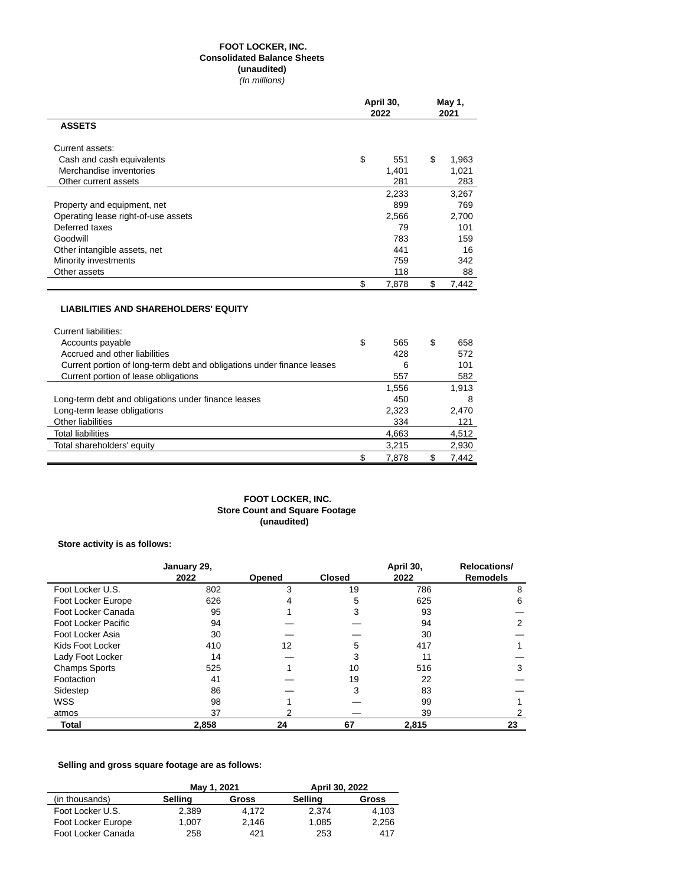**FOOT LOCKER, INC.**
**Consolidated Balance Sheets**
**(unaudited)**
*(In millions)*

| | April 30, 2022 | May 1, 2021 |
|---|---|---|
| **ASSETS** | | |
| Current assets: | | |
| Cash and cash equivalents | $ 551 | $ 1,963 |
| Merchandise inventories | 1,401 | 1,021 |
| Other current assets | 281 | 283 |
| | 2,233 | 3,267 |
| Property and equipment, net | 899 | 769 |
| Operating lease right-of-use assets | 2,566 | 2,700 |
| Deferred taxes | 79 | 101 |
| Goodwill | 783 | 159 |
| Other intangible assets, net | 441 | 16 |
| Minority investments | 759 | 342 |
| Other assets | 118 | 88 |
| | $ 7,878 | $ 7,442 |
| **LIABILITIES AND SHAREHOLDERS' EQUITY** | | |
| Current liabilities: | | |
| Accounts payable | $ 565 | $ 658 |
| Accrued and other liabilities | 428 | 572 |
| Current portion of long-term debt and obligations under finance leases | 6 | 101 |
| Current portion of lease obligations | 557 | 582 |
| | 1,556 | 1,913 |
| Long-term debt and obligations under finance leases | 450 | 8 |
| Long-term lease obligations | 2,323 | 2,470 |
| Other liabilities | 334 | 121 |
| Total liabilities | 4,663 | 4,512 |
| Total shareholders' equity | 3,215 | 2,930 |
| | $ 7,878 | $ 7,442 |

**FOOT LOCKER, INC.**
**Store Count and Square Footage**
**(unaudited)**

**Store activity is as follows:**

| | January 29, 2022 | Opened | Closed | April 30, 2022 | Relocations/ Remodels |
|---|---|---|---|---|---|
| Foot Locker U.S. | 802 | 3 | 19 | 786 | 8 |
| Foot Locker Europe | 626 | 4 | 5 | 625 | 6 |
| Foot Locker Canada | 95 | 1 | 3 | 93 | — |
| Foot Locker Pacific | 94 | — | — | 94 | 2 |
| Foot Locker Asia | 30 | — | — | 30 | — |
| Kids Foot Locker | 410 | 12 | 5 | 417 | 1 |
| Lady Foot Locker | 14 | — | 3 | 11 | — |
| Champs Sports | 525 | 1 | 10 | 516 | 3 |
| Footaction | 41 | — | 19 | 22 | — |
| Sidestep | 86 | — | 3 | 83 | — |
| WSS | 98 | 1 | — | 99 | 1 |
| atmos | 37 | 2 | — | 39 | 2 |
| **Total** | **2,858** | **24** | **67** | **2,815** | **23** |

**Selling and gross square footage are as follows:**

| | May 1, 2021 | | April 30, 2022 | |
|---|---|---|---|---|
| (in thousands) | Selling | Gross | Selling | Gross |
| Foot Locker U.S. | 2,389 | 4,172 | 2,374 | 4,103 |
| Foot Locker Europe | 1,007 | 2,146 | 1,085 | 2,256 |
| Foot Locker Canada | 258 | 421 | 253 | 417 |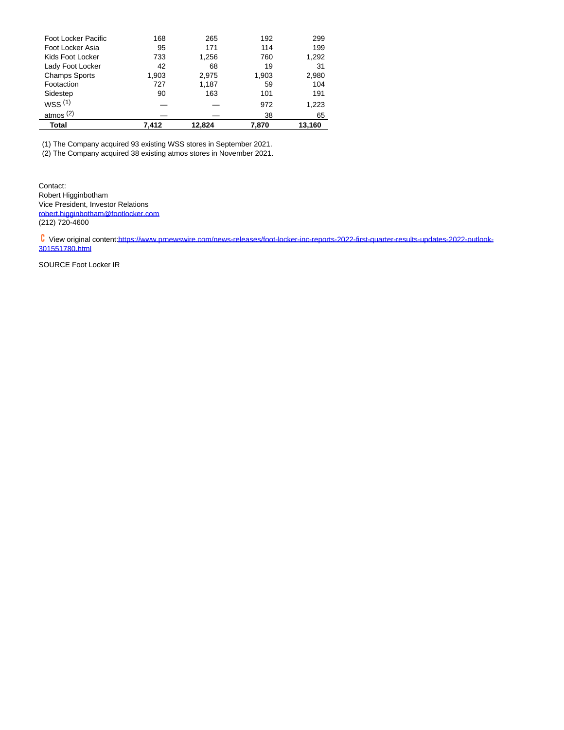| | | | | |
|---|---|---|---|---|
| Foot Locker Pacific | 168 | 265 | 192 | 299 |
| Foot Locker Asia | 95 | 171 | 114 | 199 |
| Kids Foot Locker | 733 | 1,256 | 760 | 1,292 |
| Lady Foot Locker | 42 | 68 | 19 | 31 |
| Champs Sports | 1,903 | 2,975 | 1,903 | 2,980 |
| Footaction | 727 | 1,187 | 59 | 104 |
| Sidestep | 90 | 163 | 101 | 191 |
| WSS (1) | — | — | 972 | 1,223 |
| atmos (2) | — | — | 38 | 65 |
| **Total** | **7,412** | **12,824** | **7,870** | **13,160** |

(1) The Company acquired 93 existing WSS stores in September 2021.
(2) The Company acquired 38 existing atmos stores in November 2021.

Contact:
Robert Higginbotham
Vice President, Investor Relations
robert.higginbotham@footlocker.com
(212) 720-4600

View original content: https://www.prnewswire.com/news-releases/foot-locker-inc-reports-2022-first-quarter-results-updates-2022-outlook-301551780.html

SOURCE Foot Locker IR